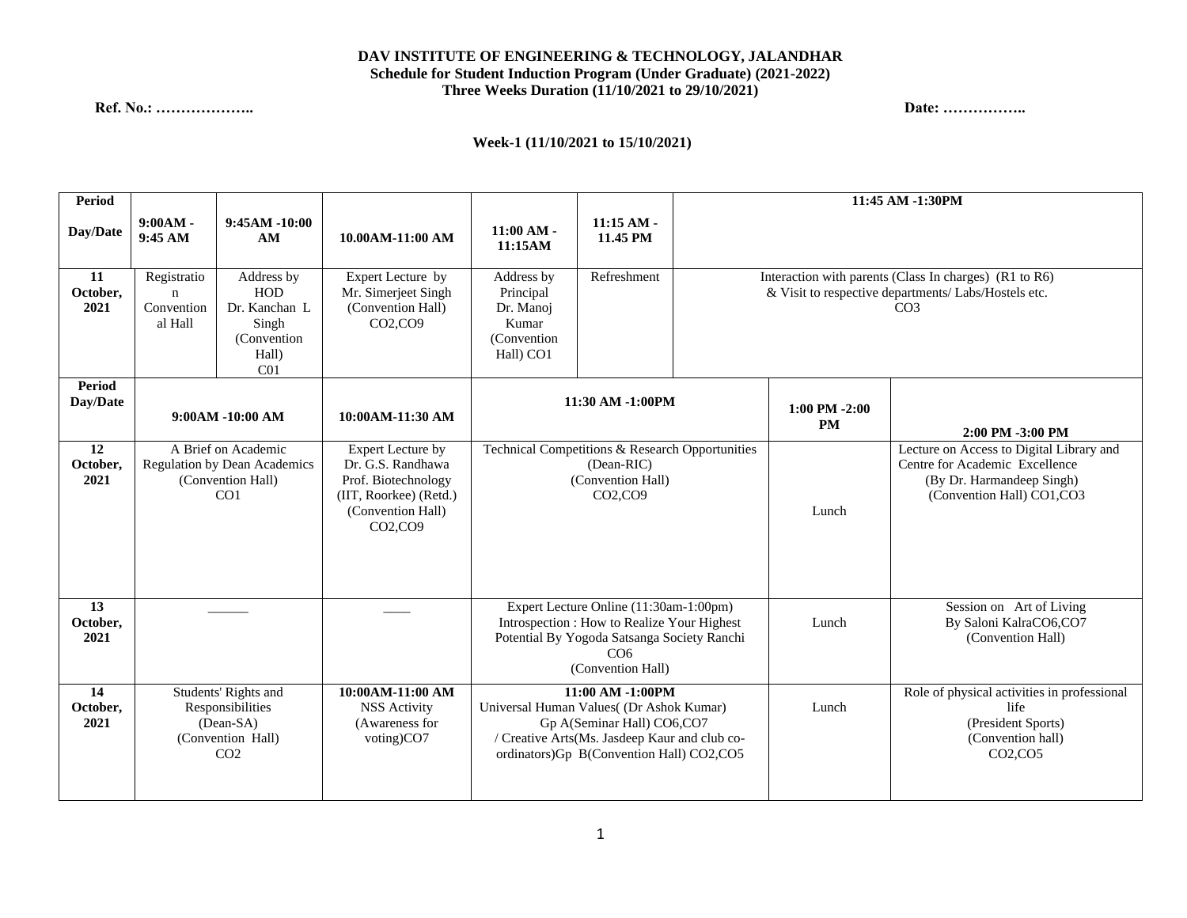**DAV INSTITUTE OF ENGINEERING & TECHNOLOGY, JALANDHAR**
**Schedule for Student Induction Program (Under Graduate) (2021-2022)**
**Three Weeks Duration (11/10/2021 to 29/10/2021)**

**Ref. No.: ………………..** **Date: ……………..**

**Week-1 (11/10/2021 to 15/10/2021)**

| Period Day/Date | 9:00AM - 9:45 AM | 9:45AM -10:00 AM | 10.00AM-11:00 AM | 11:00 AM - 11:15AM | 11:15 AM - 11.45 PM | 11:45 AM -1:30PM |
|---|---|---|---|---|---|---|
| 11 October, 2021 | Registration Conventional Hall | Address by HOD Dr. Kanchan L Singh (Convention Hall) C01 | Expert Lecture by Mr. Simerjeet Singh (Convention Hall) CO2,CO9 | Address by Principal Dr. Manoj Kumar (Convention Hall) CO1 | Refreshment | Interaction with parents (Class In charges) (R1 to R6) & Visit to respective departments/ Labs/Hostels etc. CO3 |

| Period Day/Date | 9:00AM -10:00 AM | 10:00AM-11:30 AM | 11:30 AM -1:00PM | 1:00 PM -2:00 PM | 2:00 PM -3:00 PM |
|---|---|---|---|---|---|
| 12 October, 2021 | A Brief on Academic Regulation by Dean Academics (Convention Hall) CO1 | Expert Lecture by Dr. G.S. Randhawa Prof. Biotechnology (IIT, Roorkee) (Retd.) (Convention Hall) CO2,CO9 | Technical Competitions & Research Opportunities (Dean-RIC) (Convention Hall) CO2,CO9 | Lunch | Lecture on Access to Digital Library and Centre for Academic Excellence (By Dr. Harmandeep Singh) (Convention Hall) CO1,CO3 |
| 13 October, 2021 | ______ | ____ | Expert Lecture Online (11:30am-1:00pm) Introspection : How to Realize Your Highest Potential By Yogoda Satsanga Society Ranchi CO6 (Convention Hall) | Lunch | Session on Art of Living By Saloni KalraCO6,CO7 (Convention Hall) |
| 14 October, 2021 | Students' Rights and Responsibilities (Dean-SA) (Convention Hall) CO2 | **10:00AM-11:00 AM** NSS Activity (Awareness for voting)CO7 | **11:00 AM -1:00PM** Universal Human Values( (Dr Ashok Kumar) Gp A(Seminar Hall) CO6,CO7 / Creative Arts(Ms. Jasdeep Kaur and club co-ordinators)Gp B(Convention Hall) CO2,CO5 | Lunch | Role of physical activities in professional life (President Sports) (Convention hall) CO2,CO5 |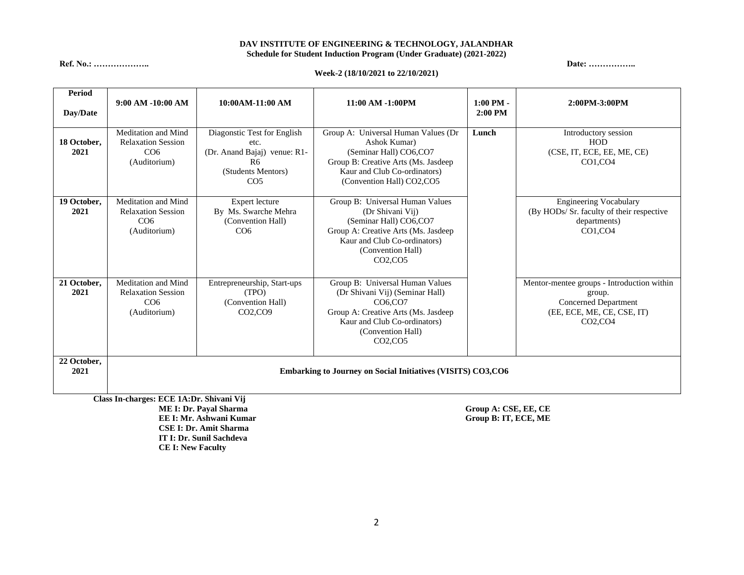**DAV INSTITUTE OF ENGINEERING & TECHNOLOGY, JALANDHAR**
**Schedule for Student Induction Program (Under Graduate) (2021-2022)**

**Ref. No.: ………………..** **Date: ……………..**

**Week-2 (18/10/2021 to 22/10/2021)**

| Period<br>Day/Date | 9:00 AM -10:00 AM | 10:00AM-11:00 AM | 11:00 AM -1:00PM | 1:00 PM - 2:00 PM | 2:00PM-3:00PM |
|---|---|---|---|---|---|
| **18 October, 2021** | Meditation and Mind Relaxation Session CO6 (Auditorium) | Diagonstic Test for English etc. (Dr. Anand Bajaj) venue: R1-R6 (Students Mentors) CO5 | Group A: Universal Human Values (Dr Ashok Kumar) (Seminar Hall) CO6,CO7<br>Group B: Creative Arts (Ms. Jasdeep Kaur and Club Co-ordinators) (Convention Hall) CO2,CO5 | **Lunch** | Introductory session HOD (CSE, IT, ECE, EE, ME, CE) CO1,CO4 |
| **19 October, 2021** | Meditation and Mind Relaxation Session CO6 (Auditorium) | Expert lecture By Ms. Swarche Mehra (Convention Hall) CO6 | Group B: Universal Human Values (Dr Shivani Vij) (Seminar Hall) CO6,CO7<br>Group A: Creative Arts (Ms. Jasdeep Kaur and Club Co-ordinators) (Convention Hall) CO2,CO5 | | Engineering Vocabulary (By HODs/ Sr. faculty of their respective departments) CO1,CO4 |
| **21 October, 2021** | Meditation and Mind Relaxation Session CO6 (Auditorium) | Entrepreneurship, Start-ups (TPO) (Convention Hall) CO2,CO9 | Group B: Universal Human Values (Dr Shivani Vij) (Seminar Hall) CO6,CO7<br>Group A: Creative Arts (Ms. Jasdeep Kaur and Club Co-ordinators) (Convention Hall) CO2,CO5 | | Mentor-mentee groups - Introduction within group. Concerned Department (EE, ECE, ME, CE, CSE, IT) CO2,CO4 |
| **22 October, 2021** | **Embarking to Journey on Social Initiatives (VISITS) CO3,CO6** | | | | |

**Class In-charges: ECE 1A:Dr. Shivani Vij**
**ME I: Dr. Payal Sharma**
**EE I: Mr. Ashwani Kumar**
**CSE I: Dr. Amit Sharma**
**IT I: Dr. Sunil Sachdeva**
**CE I: New Faculty**

**Group A: CSE, EE, CE**
**Group B: IT, ECE, ME**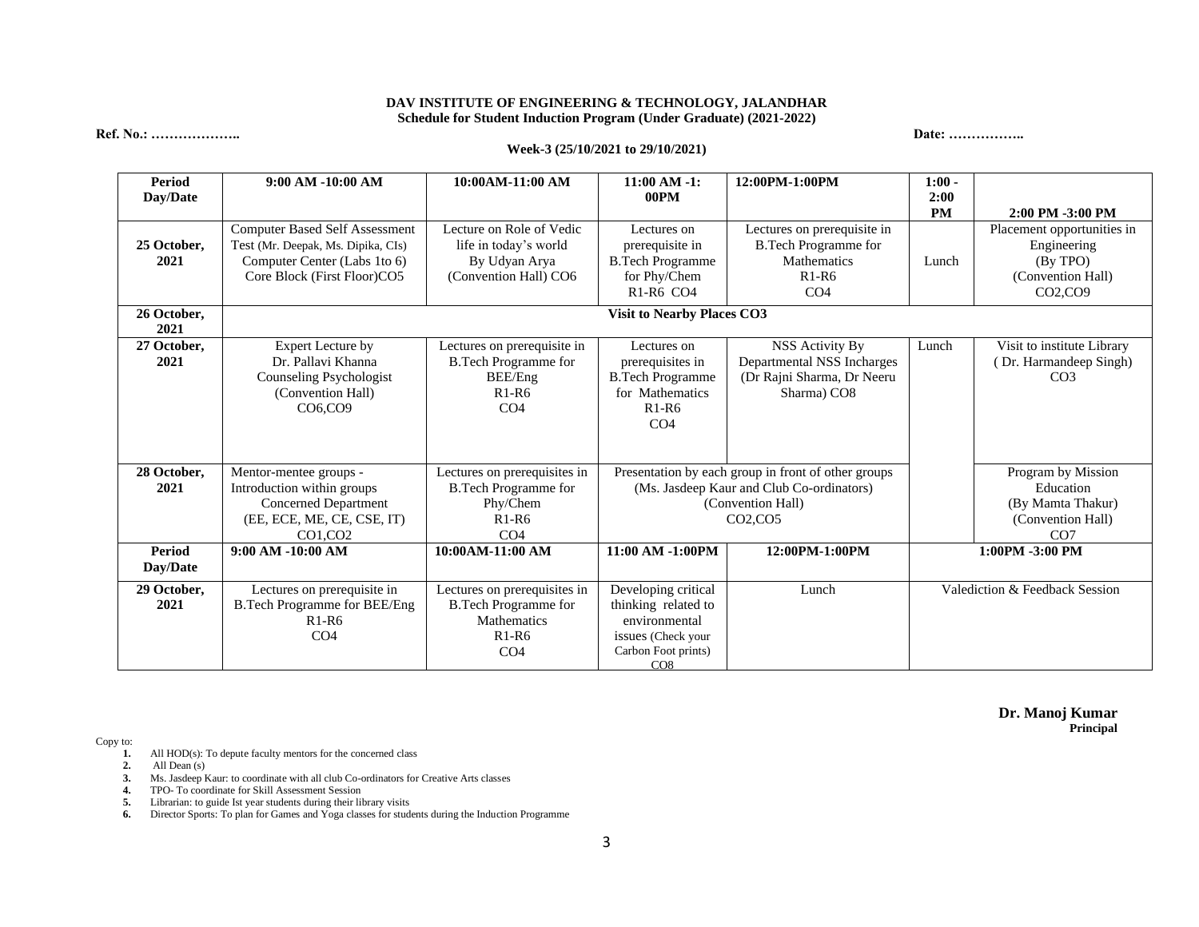**DAV INSTITUTE OF ENGINEERING & TECHNOLOGY, JALANDHAR**
**Schedule for Student Induction Program (Under Graduate) (2021-2022)**

**Ref. No.: ………………..** **Date: ……………..**

**Week-3 (25/10/2021 to 29/10/2021)**

| Period Day/Date | 9:00 AM -10:00 AM | 10:00AM-11:00 AM | 11:00 AM -1: 00PM | 12:00PM-1:00PM | 1:00 - 2:00 PM | 2:00 PM -3:00 PM |
|---|---|---|---|---|---|---|
| 25 October, 2021 | Computer Based Self Assessment Test (Mr. Deepak, Ms. Dipika, CIs) Computer Center (Labs 1to 6) Core Block (First Floor)CO5 | Lecture on Role of Vedic life in today's world By Udyan Arya (Convention Hall) CO6 | Lectures on prerequisite in B.Tech Programme for Phy/Chem R1-R6 CO4 | Lectures on prerequisite in B.Tech Programme for Mathematics R1-R6 CO4 | Lunch | Placement opportunities in Engineering (By TPO) (Convention Hall) CO2,CO9 |
| 26 October, 2021 | **Visit to Nearby Places CO3** | | | | | |
| 27 October, 2021 | Expert Lecture by Dr. Pallavi Khanna Counseling Psychologist (Convention Hall) CO6,CO9 | Lectures on prerequisite in B.Tech Programme for BEE/Eng R1-R6 CO4 | Lectures on prerequisites in B.Tech Programme for Mathematics R1-R6 CO4 | NSS Activity By Departmental NSS Incharges (Dr Rajni Sharma, Dr Neeru Sharma) CO8 | Lunch | Visit to institute Library ( Dr. Harmandeep Singh) CO3 |
| 28 October, 2021 | Mentor-mentee groups - Introduction within groups Concerned Department (EE, ECE, ME, CE, CSE, IT) CO1,CO2 | Lectures on prerequisites in B.Tech Programme for Phy/Chem R1-R6 CO4 | Presentation by each group in front of other groups (Ms. Jasdeep Kaur and Club Co-ordinators) (Convention Hall) CO2,CO5 | | | Program by Mission Education (By Mamta Thakur) (Convention Hall) CO7 |
| **Period Day/Date** | **9:00 AM -10:00 AM** | **10:00AM-11:00 AM** | **11:00 AM -1:00PM** | **12:00PM-1:00PM** | **1:00PM -3:00 PM** | |
| 29 October, 2021 | Lectures on prerequisite in B.Tech Programme for BEE/Eng R1-R6 CO4 | Lectures on prerequisites in B.Tech Programme for Mathematics R1-R6 CO4 | Developing critical thinking related to environmental issues (Check your Carbon Foot prints) CO8 | Lunch | Valediction & Feedback Session | |

**Dr. Manoj Kumar**
**Principal**

Copy to:

1. All HOD(s): To depute faculty mentors for the concerned class
2. All Dean (s)
3. Ms. Jasdeep Kaur: to coordinate with all club Co-ordinators for Creative Arts classes
4. TPO- To coordinate for Skill Assessment Session
5. Librarian: to guide Ist year students during their library visits
6. Director Sports: To plan for Games and Yoga classes for students during the Induction Programme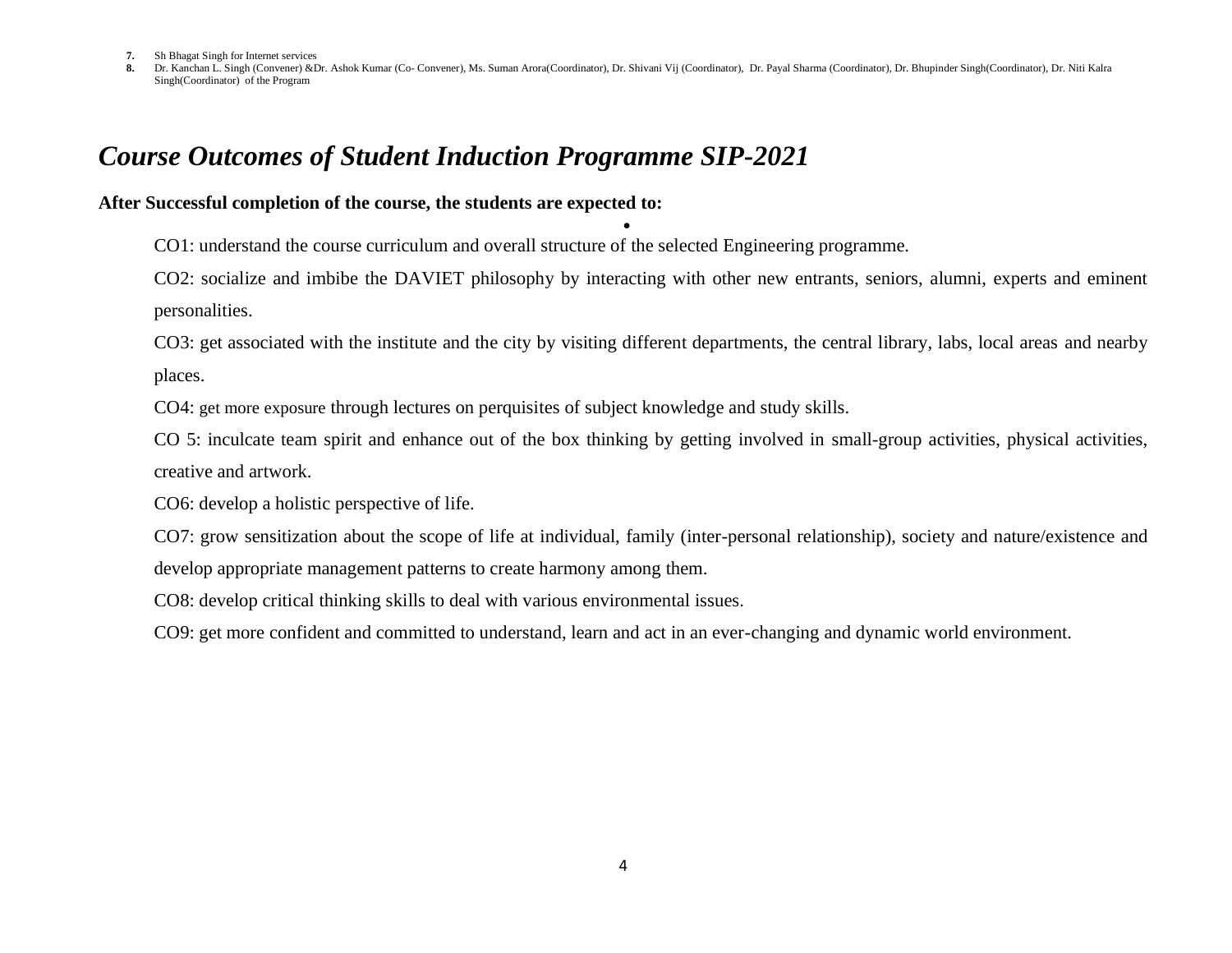7. Sh Bhagat Singh for Internet services
8. Dr. Kanchan L. Singh (Convener) &Dr. Ashok Kumar (Co- Convener), Ms. Suman Arora(Coordinator), Dr. Shivani Vij (Coordinator), Dr. Payal Sharma (Coordinator), Dr. Bhupinder Singh(Coordinator), Dr. Niti Kalra Singh(Coordinator) of the Program

## *Course Outcomes of Student Induction Programme SIP-2021*

**After Successful completion of the course, the students are expected to:**

CO1: understand the course curriculum and overall structure of the selected Engineering programme.

CO2: socialize and imbibe the DAVIET philosophy by interacting with other new entrants, seniors, alumni, experts and eminent personalities.

CO3: get associated with the institute and the city by visiting different departments, the central library, labs, local areas and nearby places.

CO4: get more exposure through lectures on perquisites of subject knowledge and study skills.

CO 5: inculcate team spirit and enhance out of the box thinking by getting involved in small-group activities, physical activities, creative and artwork.

CO6: develop a holistic perspective of life.

CO7: grow sensitization about the scope of life at individual, family (inter-personal relationship), society and nature/existence and develop appropriate management patterns to create harmony among them.

CO8: develop critical thinking skills to deal with various environmental issues.

CO9: get more confident and committed to understand, learn and act in an ever-changing and dynamic world environment.